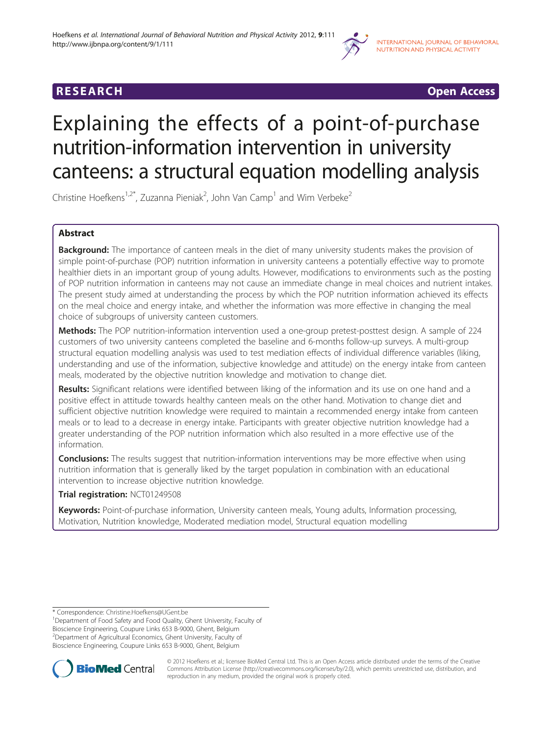RESEARCH Open Access

# Explaining the effects of a point-of-purchase nutrition-information intervention in university canteens: a structural equation modelling analysis

Christine Hoefkens[1,2*], Zuzanna Pieniak[2], John Van Camp[1] and Wim Verbeke[2]

## Abstract

**Background:** The importance of canteen meals in the diet of many university students makes the provision of simple point-of-purchase (POP) nutrition information in university canteens a potentially effective way to promote healthier diets in an important group of young adults. However, modifications to environments such as the posting of POP nutrition information in canteens may not cause an immediate change in meal choices and nutrient intakes. The present study aimed at understanding the process by which the POP nutrition information achieved its effects on the meal choice and energy intake, and whether the information was more effective in changing the meal choice of subgroups of university canteen customers.

**Methods:** The POP nutrition-information intervention used a one-group pretest-posttest design. A sample of 224 customers of two university canteens completed the baseline and 6-months follow-up surveys. A multi-group structural equation modelling analysis was used to test mediation effects of individual difference variables (liking, understanding and use of the information, subjective knowledge and attitude) on the energy intake from canteen meals, moderated by the objective nutrition knowledge and motivation to change diet.

**Results:** Significant relations were identified between liking of the information and its use on one hand and a positive effect in attitude towards healthy canteen meals on the other hand. Motivation to change diet and sufficient objective nutrition knowledge were required to maintain a recommended energy intake from canteen meals or to lead to a decrease in energy intake. Participants with greater objective nutrition knowledge had a greater understanding of the POP nutrition information which also resulted in a more effective use of the information.

**Conclusions:** The results suggest that nutrition-information interventions may be more effective when using nutrition information that is generally liked by the target population in combination with an educational intervention to increase objective nutrition knowledge.

**Trial registration:** NCT01249508

**Keywords:** Point-of-purchase information, University canteen meals, Young adults, Information processing, Motivation, Nutrition knowledge, Moderated mediation model, Structural equation modelling

* Correspondence: Christine.Hoefkens@UGent.be
[1]Department of Food Safety and Food Quality, Ghent University, Faculty of Bioscience Engineering, Coupure Links 653 B-9000, Ghent, Belgium
[2]Department of Agricultural Economics, Ghent University, Faculty of Bioscience Engineering, Coupure Links 653 B-9000, Ghent, Belgium

© 2012 Hoefkens et al.; licensee BioMed Central Ltd. This is an Open Access article distributed under the terms of the Creative Commons Attribution License (http://creativecommons.org/licenses/by/2.0), which permits unrestricted use, distribution, and reproduction in any medium, provided the original work is properly cited.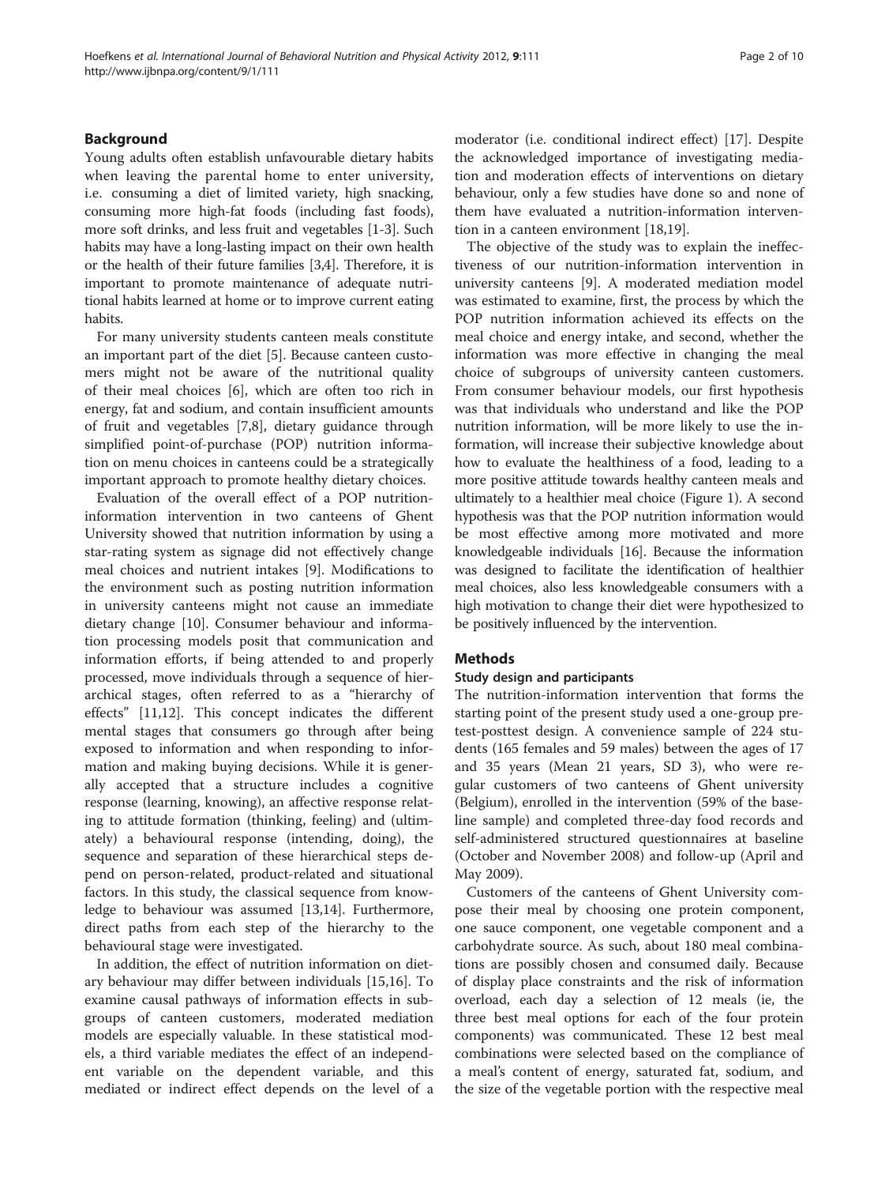## Background

Young adults often establish unfavourable dietary habits when leaving the parental home to enter university, i.e. consuming a diet of limited variety, high snacking, consuming more high-fat foods (including fast foods), more soft drinks, and less fruit and vegetables [1-3]. Such habits may have a long-lasting impact on their own health or the health of their future families [3,4]. Therefore, it is important to promote maintenance of adequate nutritional habits learned at home or to improve current eating habits.

For many university students canteen meals constitute an important part of the diet [5]. Because canteen customers might not be aware of the nutritional quality of their meal choices [6], which are often too rich in energy, fat and sodium, and contain insufficient amounts of fruit and vegetables [7,8], dietary guidance through simplified point-of-purchase (POP) nutrition information on menu choices in canteens could be a strategically important approach to promote healthy dietary choices.

Evaluation of the overall effect of a POP nutrition-information intervention in two canteens of Ghent University showed that nutrition information by using a star-rating system as signage did not effectively change meal choices and nutrient intakes [9]. Modifications to the environment such as posting nutrition information in university canteens might not cause an immediate dietary change [10]. Consumer behaviour and information processing models posit that communication and information efforts, if being attended to and properly processed, move individuals through a sequence of hierarchical stages, often referred to as a "hierarchy of effects" [11,12]. This concept indicates the different mental stages that consumers go through after being exposed to information and when responding to information and making buying decisions. While it is generally accepted that a structure includes a cognitive response (learning, knowing), an affective response relating to attitude formation (thinking, feeling) and (ultimately) a behavioural response (intending, doing), the sequence and separation of these hierarchical steps depend on person-related, product-related and situational factors. In this study, the classical sequence from knowledge to behaviour was assumed [13,14]. Furthermore, direct paths from each step of the hierarchy to the behavioural stage were investigated.

In addition, the effect of nutrition information on dietary behaviour may differ between individuals [15,16]. To examine causal pathways of information effects in subgroups of canteen customers, moderated mediation models are especially valuable. In these statistical models, a third variable mediates the effect of an independent variable on the dependent variable, and this mediated or indirect effect depends on the level of a moderator (i.e. conditional indirect effect) [17]. Despite the acknowledged importance of investigating mediation and moderation effects of interventions on dietary behaviour, only a few studies have done so and none of them have evaluated a nutrition-information intervention in a canteen environment [18,19].

The objective of the study was to explain the ineffectiveness of our nutrition-information intervention in university canteens [9]. A moderated mediation model was estimated to examine, first, the process by which the POP nutrition information achieved its effects on the meal choice and energy intake, and second, whether the information was more effective in changing the meal choice of subgroups of university canteen customers. From consumer behaviour models, our first hypothesis was that individuals who understand and like the POP nutrition information, will be more likely to use the information, will increase their subjective knowledge about how to evaluate the healthiness of a food, leading to a more positive attitude towards healthy canteen meals and ultimately to a healthier meal choice (Figure 1). A second hypothesis was that the POP nutrition information would be most effective among more motivated and more knowledgeable individuals [16]. Because the information was designed to facilitate the identification of healthier meal choices, also less knowledgeable consumers with a high motivation to change their diet were hypothesized to be positively influenced by the intervention.

## Methods

### Study design and participants

The nutrition-information intervention that forms the starting point of the present study used a one-group pretest-posttest design. A convenience sample of 224 students (165 females and 59 males) between the ages of 17 and 35 years (Mean 21 years, SD 3), who were regular customers of two canteens of Ghent university (Belgium), enrolled in the intervention (59% of the baseline sample) and completed three-day food records and self-administered structured questionnaires at baseline (October and November 2008) and follow-up (April and May 2009).

Customers of the canteens of Ghent University compose their meal by choosing one protein component, one sauce component, one vegetable component and a carbohydrate source. As such, about 180 meal combinations are possibly chosen and consumed daily. Because of display place constraints and the risk of information overload, each day a selection of 12 meals (ie, the three best meal options for each of the four protein components) was communicated. These 12 best meal combinations were selected based on the compliance of a meal's content of energy, saturated fat, sodium, and the size of the vegetable portion with the respective meal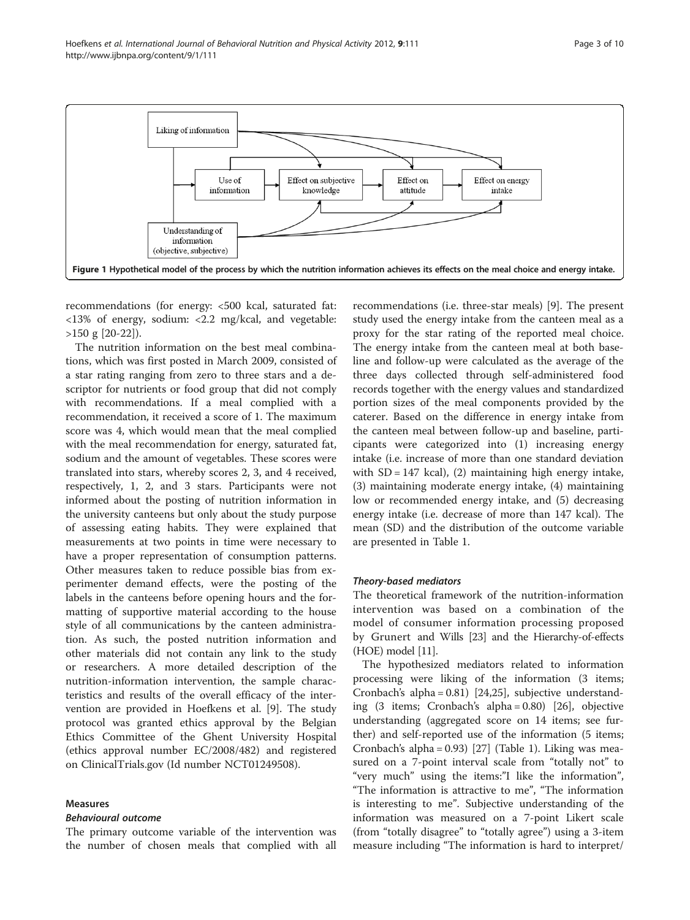Figure 1 Hypothetical model of the process by which the nutrition information achieves its effects on the meal choice and energy intake.

recommendations (for energy: <500 kcal, saturated fat: <13% of energy, sodium: <2.2 mg/kcal, and vegetable: >150 g [20-22]).

The nutrition information on the best meal combinations, which was first posted in March 2009, consisted of a star rating ranging from zero to three stars and a descriptor for nutrients or food group that did not comply with recommendations. If a meal complied with a recommendation, it received a score of 1. The maximum score was 4, which would mean that the meal complied with the meal recommendation for energy, saturated fat, sodium and the amount of vegetables. These scores were translated into stars, whereby scores 2, 3, and 4 received, respectively, 1, 2, and 3 stars. Participants were not informed about the posting of nutrition information in the university canteens but only about the study purpose of assessing eating habits. They were explained that measurements at two points in time were necessary to have a proper representation of consumption patterns. Other measures taken to reduce possible bias from experimenter demand effects, were the posting of the labels in the canteens before opening hours and the formatting of supportive material according to the house style of all communications by the canteen administration. As such, the posted nutrition information and other materials did not contain any link to the study or researchers. A more detailed description of the nutrition-information intervention, the sample characteristics and results of the overall efficacy of the intervention are provided in Hoefkens et al. [9]. The study protocol was granted ethics approval by the Belgian Ethics Committee of the Ghent University Hospital (ethics approval number EC/2008/482) and registered on ClinicalTrials.gov (Id number NCT01249508).

## Measures

### *Behavioural outcome*

The primary outcome variable of the intervention was the number of chosen meals that complied with all recommendations (i.e. three-star meals) [9]. The present study used the energy intake from the canteen meal as a proxy for the star rating of the reported meal choice. The energy intake from the canteen meal at both baseline and follow-up were calculated as the average of the three days collected through self-administered food records together with the energy values and standardized portion sizes of the meal components provided by the caterer. Based on the difference in energy intake from the canteen meal between follow-up and baseline, participants were categorized into (1) increasing energy intake (i.e. increase of more than one standard deviation with SD = 147 kcal), (2) maintaining high energy intake, (3) maintaining moderate energy intake, (4) maintaining low or recommended energy intake, and (5) decreasing energy intake (i.e. decrease of more than 147 kcal). The mean (SD) and the distribution of the outcome variable are presented in Table 1.

### *Theory-based mediators*

The theoretical framework of the nutrition-information intervention was based on a combination of the model of consumer information processing proposed by Grunert and Wills [23] and the Hierarchy-of-effects (HOE) model [11].

The hypothesized mediators related to information processing were liking of the information (3 items; Cronbach's alpha = 0.81) [24,25], subjective understanding (3 items; Cronbach's alpha = 0.80) [26], objective understanding (aggregated score on 14 items; see further) and self-reported use of the information (5 items; Cronbach's alpha = 0.93) [27] (Table 1). Liking was measured on a 7-point interval scale from "totally not" to "very much" using the items:"I like the information", "The information is attractive to me", "The information is interesting to me". Subjective understanding of the information was measured on a 7-point Likert scale (from "totally disagree" to "totally agree") using a 3-item measure including "The information is hard to interpret/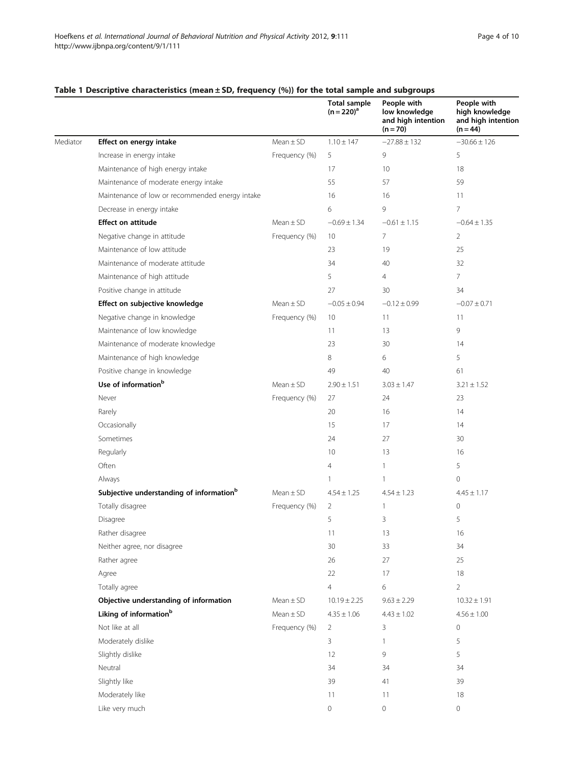## Table 1 Descriptive characteristics (mean ± SD, frequency (%)) for the total sample and subgroups

| | | | Total sample (n = 220)[a] | People with low knowledge and high intention (n = 70) | People with high knowledge and high intention (n = 44) |
|---|---|---|---|---|---|
| Mediator | **Effect on energy intake** | Mean ± SD | 1.10 ± 147 | −27.88 ± 132 | −30.66 ± 126 |
| | Increase in energy intake | Frequency (%) | 5 | 9 | 5 |
| | Maintenance of high energy intake | | 17 | 10 | 18 |
| | Maintenance of moderate energy intake | | 55 | 57 | 59 |
| | Maintenance of low or recommended energy intake | | 16 | 16 | 11 |
| | Decrease in energy intake | | 6 | 9 | 7 |
| | **Effect on attitude** | Mean ± SD | −0.69 ± 1.34 | −0.61 ± 1.15 | −0.64 ± 1.35 |
| | Negative change in attitude | Frequency (%) | 10 | 7 | 2 |
| | Maintenance of low attitude | | 23 | 19 | 25 |
| | Maintenance of moderate attitude | | 34 | 40 | 32 |
| | Maintenance of high attitude | | 5 | 4 | 7 |
| | Positive change in attitude | | 27 | 30 | 34 |
| | **Effect on subjective knowledge** | Mean ± SD | −0.05 ± 0.94 | −0.12 ± 0.99 | −0.07 ± 0.71 |
| | Negative change in knowledge | Frequency (%) | 10 | 11 | 11 |
| | Maintenance of low knowledge | | 11 | 13 | 9 |
| | Maintenance of moderate knowledge | | 23 | 30 | 14 |
| | Maintenance of high knowledge | | 8 | 6 | 5 |
| | Positive change in knowledge | | 49 | 40 | 61 |
| | **Use of information[b]** | Mean ± SD | 2.90 ± 1.51 | 3.03 ± 1.47 | 3.21 ± 1.52 |
| | Never | Frequency (%) | 27 | 24 | 23 |
| | Rarely | | 20 | 16 | 14 |
| | Occasionally | | 15 | 17 | 14 |
| | Sometimes | | 24 | 27 | 30 |
| | Regularly | | 10 | 13 | 16 |
| | Often | | 4 | 1 | 5 |
| | Always | | 1 | 1 | 0 |
| | **Subjective understanding of information[b]** | Mean ± SD | 4.54 ± 1.25 | 4.54 ± 1.23 | 4.45 ± 1.17 |
| | Totally disagree | Frequency (%) | 2 | 1 | 0 |
| | Disagree | | 5 | 3 | 5 |
| | Rather disagree | | 11 | 13 | 16 |
| | Neither agree, nor disagree | | 30 | 33 | 34 |
| | Rather agree | | 26 | 27 | 25 |
| | Agree | | 22 | 17 | 18 |
| | Totally agree | | 4 | 6 | 2 |
| | **Objective understanding of information** | Mean ± SD | 10.19 ± 2.25 | 9.63 ± 2.29 | 10.32 ± 1.91 |
| | **Liking of information[b]** | Mean ± SD | 4.35 ± 1.06 | 4.43 ± 1.02 | 4.56 ± 1.00 |
| | Not like at all | Frequency (%) | 2 | 3 | 0 |
| | Moderately dislike | | 3 | 1 | 5 |
| | Slightly dislike | | 12 | 9 | 5 |
| | Neutral | | 34 | 34 | 34 |
| | Slightly like | | 39 | 41 | 39 |
| | Moderately like | | 11 | 11 | 18 |
| | Like very much | | 0 | 0 | 0 |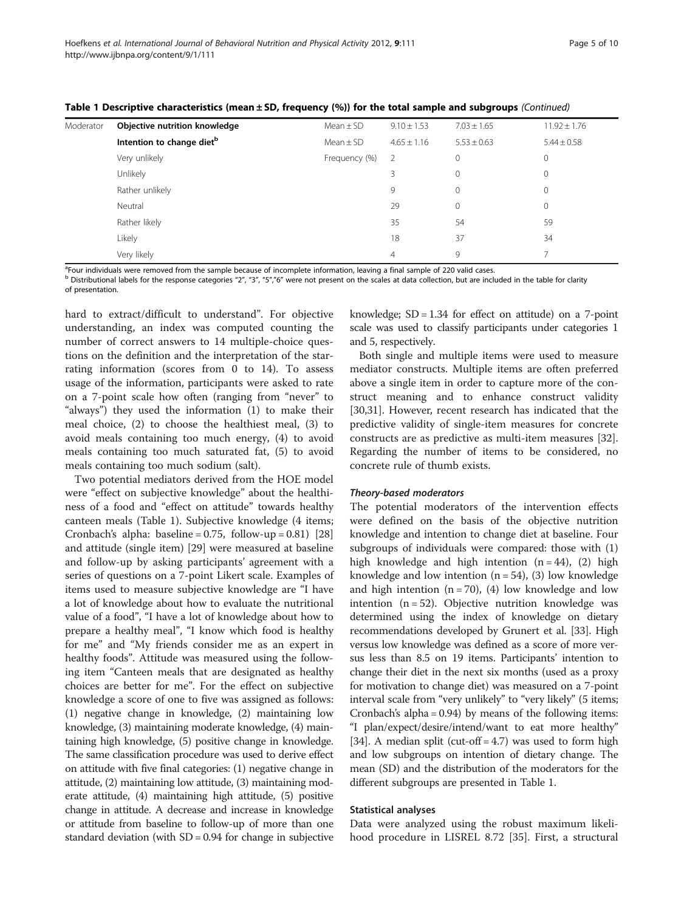**Table 1 Descriptive characteristics (mean ± SD, frequency (%)) for the total sample and subgroups** *(Continued)*

| | | | | | |
|---|---|---|---|---|---|
| Moderator | **Objective nutrition knowledge** | Mean ± SD | 9.10 ± 1.53 | 7.03 ± 1.65 | 11.92 ± 1.76 |
| | **Intention to change diet[b]** | Mean ± SD | 4.65 ± 1.16 | 5.53 ± 0.63 | 5.44 ± 0.58 |
| | Very unlikely | Frequency (%) | 2 | 0 | 0 |
| | Unlikely | | 3 | 0 | 0 |
| | Rather unlikely | | 9 | 0 | 0 |
| | Neutral | | 29 | 0 | 0 |
| | Rather likely | | 35 | 54 | 59 |
| | Likely | | 18 | 37 | 34 |
| | Very likely | | 4 | 9 | 7 |

[a] Four individuals were removed from the sample because of incomplete information, leaving a final sample of 220 valid cases.
[b] Distributional labels for the response categories "2", "3", "5","6" were not present on the scales at data collection, but are included in the table for clarity of presentation.

hard to extract/difficult to understand". For objective understanding, an index was computed counting the number of correct answers to 14 multiple-choice questions on the definition and the interpretation of the star-rating information (scores from 0 to 14). To assess usage of the information, participants were asked to rate on a 7-point scale how often (ranging from "never" to "always") they used the information (1) to make their meal choice, (2) to choose the healthiest meal, (3) to avoid meals containing too much energy, (4) to avoid meals containing too much saturated fat, (5) to avoid meals containing too much sodium (salt).

Two potential mediators derived from the HOE model were "effect on subjective knowledge" about the healthiness of a food and "effect on attitude" towards healthy canteen meals (Table 1). Subjective knowledge (4 items; Cronbach's alpha: baseline = 0.75, follow-up = 0.81) [28] and attitude (single item) [29] were measured at baseline and follow-up by asking participants' agreement with a series of questions on a 7-point Likert scale. Examples of items used to measure subjective knowledge are "I have a lot of knowledge about how to evaluate the nutritional value of a food", "I have a lot of knowledge about how to prepare a healthy meal", "I know which food is healthy for me" and "My friends consider me as an expert in healthy foods". Attitude was measured using the following item "Canteen meals that are designated as healthy choices are better for me". For the effect on subjective knowledge a score of one to five was assigned as follows: (1) negative change in knowledge, (2) maintaining low knowledge, (3) maintaining moderate knowledge, (4) maintaining high knowledge, (5) positive change in knowledge. The same classification procedure was used to derive effect on attitude with five final categories: (1) negative change in attitude, (2) maintaining low attitude, (3) maintaining moderate attitude, (4) maintaining high attitude, (5) positive change in attitude. A decrease and increase in knowledge or attitude from baseline to follow-up of more than one standard deviation (with SD = 0.94 for change in subjective knowledge; SD = 1.34 for effect on attitude) on a 7-point scale was used to classify participants under categories 1 and 5, respectively.

Both single and multiple items were used to measure mediator constructs. Multiple items are often preferred above a single item in order to capture more of the construct meaning and to enhance construct validity [30,31]. However, recent research has indicated that the predictive validity of single-item measures for concrete constructs are as predictive as multi-item measures [32]. Regarding the number of items to be considered, no concrete rule of thumb exists.

#### *Theory-based moderators*

The potential moderators of the intervention effects were defined on the basis of the objective nutrition knowledge and intention to change diet at baseline. Four subgroups of individuals were compared: those with (1) high knowledge and high intention (n = 44), (2) high knowledge and low intention (n = 54), (3) low knowledge and high intention (n = 70), (4) low knowledge and low intention (n = 52). Objective nutrition knowledge was determined using the index of knowledge on dietary recommendations developed by Grunert et al. [33]. High versus low knowledge was defined as a score of more versus less than 8.5 on 19 items. Participants' intention to change their diet in the next six months (used as a proxy for motivation to change diet) was measured on a 7-point interval scale from "very unlikely" to "very likely" (5 items; Cronbach's alpha = 0.94) by means of the following items: "I plan/expect/desire/intend/want to eat more healthy" [34]. A median split (cut-off = 4.7) was used to form high and low subgroups on intention of dietary change. The mean (SD) and the distribution of the moderators for the different subgroups are presented in Table 1.

### Statistical analyses

Data were analyzed using the robust maximum likelihood procedure in LISREL 8.72 [35]. First, a structural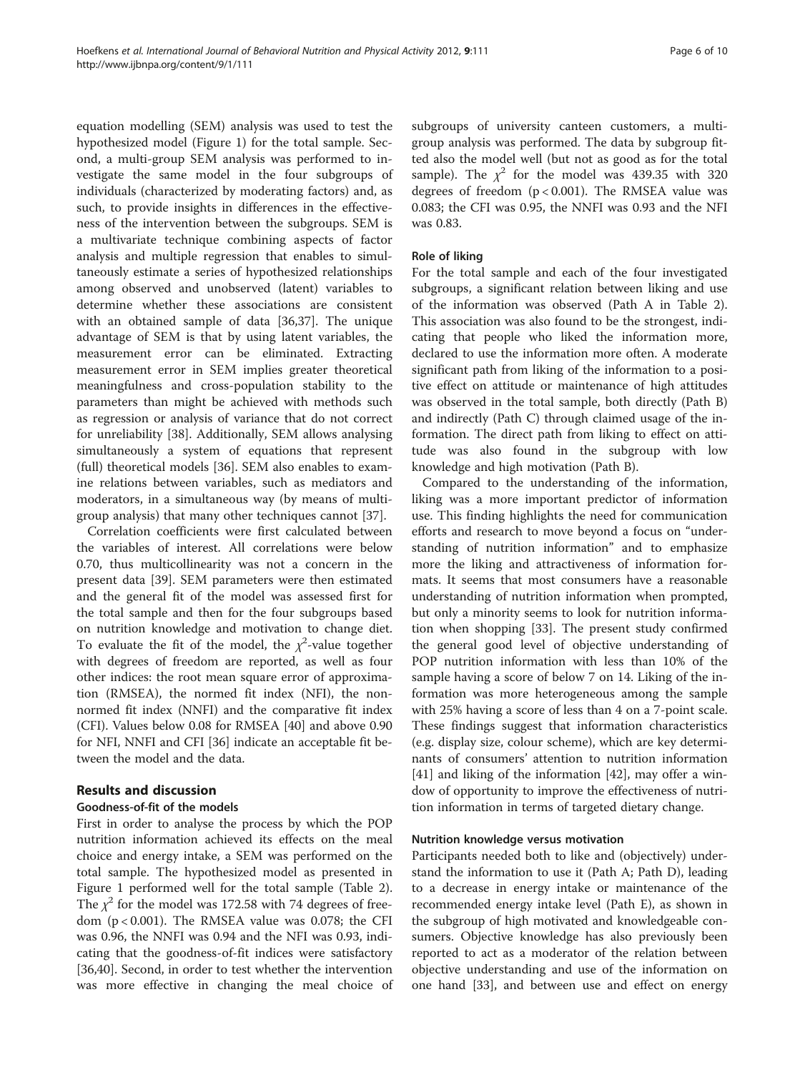equation modelling (SEM) analysis was used to test the hypothesized model (Figure 1) for the total sample. Second, a multi-group SEM analysis was performed to investigate the same model in the four subgroups of individuals (characterized by moderating factors) and, as such, to provide insights in differences in the effectiveness of the intervention between the subgroups. SEM is a multivariate technique combining aspects of factor analysis and multiple regression that enables to simultaneously estimate a series of hypothesized relationships among observed and unobserved (latent) variables to determine whether these associations are consistent with an obtained sample of data [36,37]. The unique advantage of SEM is that by using latent variables, the measurement error can be eliminated. Extracting measurement error in SEM implies greater theoretical meaningfulness and cross-population stability to the parameters than might be achieved with methods such as regression or analysis of variance that do not correct for unreliability [38]. Additionally, SEM allows analysing simultaneously a system of equations that represent (full) theoretical models [36]. SEM also enables to examine relations between variables, such as mediators and moderators, in a simultaneous way (by means of multigroup analysis) that many other techniques cannot [37].

Correlation coefficients were first calculated between the variables of interest. All correlations were below 0.70, thus multicollinearity was not a concern in the present data [39]. SEM parameters were then estimated and the general fit of the model was assessed first for the total sample and then for the four subgroups based on nutrition knowledge and motivation to change diet. To evaluate the fit of the model, the $\chi^2$-value together with degrees of freedom are reported, as well as four other indices: the root mean square error of approximation (RMSEA), the normed fit index (NFI), the non-normed fit index (NNFI) and the comparative fit index (CFI). Values below 0.08 for RMSEA [40] and above 0.90 for NFI, NNFI and CFI [36] indicate an acceptable fit between the model and the data.

## Results and discussion

### Goodness-of-fit of the models

First in order to analyse the process by which the POP nutrition information achieved its effects on the meal choice and energy intake, a SEM was performed on the total sample. The hypothesized model as presented in Figure 1 performed well for the total sample (Table 2). The $\chi^2$ for the model was 172.58 with 74 degrees of freedom ($p < 0.001$). The RMSEA value was 0.078; the CFI was 0.96, the NNFI was 0.94 and the NFI was 0.93, indicating that the goodness-of-fit indices were satisfactory [36,40]. Second, in order to test whether the intervention was more effective in changing the meal choice of subgroups of university canteen customers, a multigroup analysis was performed. The data by subgroup fitted also the model well (but not as good as for the total sample). The $\chi^2$ for the model was 439.35 with 320 degrees of freedom ($p < 0.001$). The RMSEA value was 0.083; the CFI was 0.95, the NNFI was 0.93 and the NFI was 0.83.

### Role of liking

For the total sample and each of the four investigated subgroups, a significant relation between liking and use of the information was observed (Path A in Table 2). This association was also found to be the strongest, indicating that people who liked the information more, declared to use the information more often. A moderate significant path from liking of the information to a positive effect on attitude or maintenance of high attitudes was observed in the total sample, both directly (Path B) and indirectly (Path C) through claimed usage of the information. The direct path from liking to effect on attitude was also found in the subgroup with low knowledge and high motivation (Path B).

Compared to the understanding of the information, liking was a more important predictor of information use. This finding highlights the need for communication efforts and research to move beyond a focus on "understanding of nutrition information" and to emphasize more the liking and attractiveness of information formats. It seems that most consumers have a reasonable understanding of nutrition information when prompted, but only a minority seems to look for nutrition information when shopping [33]. The present study confirmed the general good level of objective understanding of POP nutrition information with less than 10% of the sample having a score of below 7 on 14. Liking of the information was more heterogeneous among the sample with 25% having a score of less than 4 on a 7-point scale. These findings suggest that information characteristics (e.g. display size, colour scheme), which are key determinants of consumers' attention to nutrition information [41] and liking of the information [42], may offer a window of opportunity to improve the effectiveness of nutrition information in terms of targeted dietary change.

### Nutrition knowledge versus motivation

Participants needed both to like and (objectively) understand the information to use it (Path A; Path D), leading to a decrease in energy intake or maintenance of the recommended energy intake level (Path E), as shown in the subgroup of high motivated and knowledgeable consumers. Objective knowledge has also previously been reported to act as a moderator of the relation between objective understanding and use of the information on one hand [33], and between use and effect on energy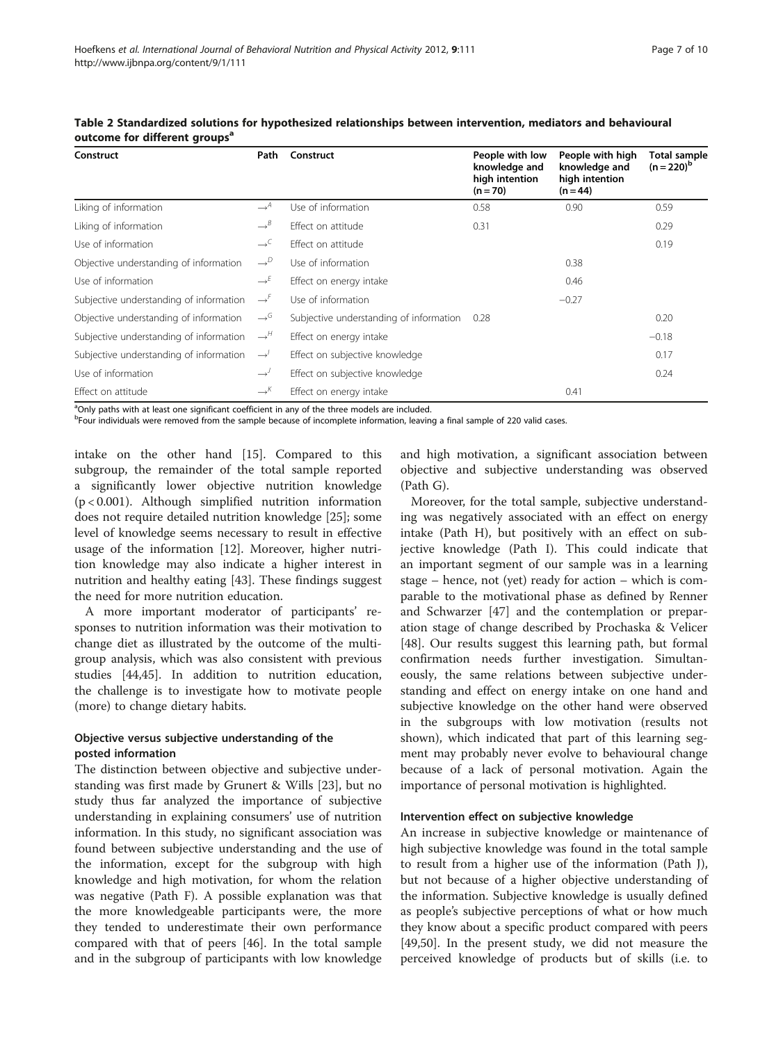**Table 2 Standardized solutions for hypothesized relationships between intervention, mediators and behavioural outcome for different groups[a]**

| Construct | Path | Construct | People with low knowledge and high intention (n = 70) | People with high knowledge and high intention (n = 44) | Total sample (n = 220)[b] |
|---|---|---|---|---|---|
| Liking of information | $\rightarrow^{A}$ | Use of information | 0.58 | 0.90 | 0.59 |
| Liking of information | $\rightarrow^{B}$ | Effect on attitude | 0.31 | | 0.29 |
| Use of information | $\rightarrow^{C}$ | Effect on attitude | | | 0.19 |
| Objective understanding of information | $\rightarrow^{D}$ | Use of information | | 0.38 | |
| Use of information | $\rightarrow^{E}$ | Effect on energy intake | | 0.46 | |
| Subjective understanding of information | $\rightarrow^{F}$ | Use of information | | −0.27 | |
| Objective understanding of information | $\rightarrow^{G}$ | Subjective understanding of information | 0.28 | | 0.20 |
| Subjective understanding of information | $\rightarrow^{H}$ | Effect on energy intake | | | −0.18 |
| Subjective understanding of information | $\rightarrow^{I}$ | Effect on subjective knowledge | | | 0.17 |
| Use of information | $\rightarrow^{J}$ | Effect on subjective knowledge | | | 0.24 |
| Effect on attitude | $\rightarrow^{K}$ | Effect on energy intake | | 0.41 | |

[a]Only paths with at least one significant coefficient in any of the three models are included.
[b]Four individuals were removed from the sample because of incomplete information, leaving a final sample of 220 valid cases.

intake on the other hand [15]. Compared to this subgroup, the remainder of the total sample reported a significantly lower objective nutrition knowledge ($p < 0.001$). Although simplified nutrition information does not require detailed nutrition knowledge [25]; some level of knowledge seems necessary to result in effective usage of the information [12]. Moreover, higher nutrition knowledge may also indicate a higher interest in nutrition and healthy eating [43]. These findings suggest the need for more nutrition education.

A more important moderator of participants' responses to nutrition information was their motivation to change diet as illustrated by the outcome of the multigroup analysis, which was also consistent with previous studies [44,45]. In addition to nutrition education, the challenge is to investigate how to motivate people (more) to change dietary habits.

### Objective versus subjective understanding of the posted information

The distinction between objective and subjective understanding was first made by Grunert & Wills [23], but no study thus far analyzed the importance of subjective understanding in explaining consumers' use of nutrition information. In this study, no significant association was found between subjective understanding and the use of the information, except for the subgroup with high knowledge and high motivation, for whom the relation was negative (Path F). A possible explanation was that the more knowledgeable participants were, the more they tended to underestimate their own performance compared with that of peers [46]. In the total sample and in the subgroup of participants with low knowledge and high motivation, a significant association between objective and subjective understanding was observed (Path G).

Moreover, for the total sample, subjective understanding was negatively associated with an effect on energy intake (Path H), but positively with an effect on subjective knowledge (Path I). This could indicate that an important segment of our sample was in a learning stage – hence, not (yet) ready for action – which is comparable to the motivational phase as defined by Renner and Schwarzer [47] and the contemplation or preparation stage of change described by Prochaska & Velicer [48]. Our results suggest this learning path, but formal confirmation needs further investigation. Simultaneously, the same relations between subjective understanding and effect on energy intake on one hand and subjective knowledge on the other hand were observed in the subgroups with low motivation (results not shown), which indicated that part of this learning segment may probably never evolve to behavioural change because of a lack of personal motivation. Again the importance of personal motivation is highlighted.

### Intervention effect on subjective knowledge

An increase in subjective knowledge or maintenance of high subjective knowledge was found in the total sample to result from a higher use of the information (Path J), but not because of a higher objective understanding of the information. Subjective knowledge is usually defined as people's subjective perceptions of what or how much they know about a specific product compared with peers [49,50]. In the present study, we did not measure the perceived knowledge of products but of skills (i.e. to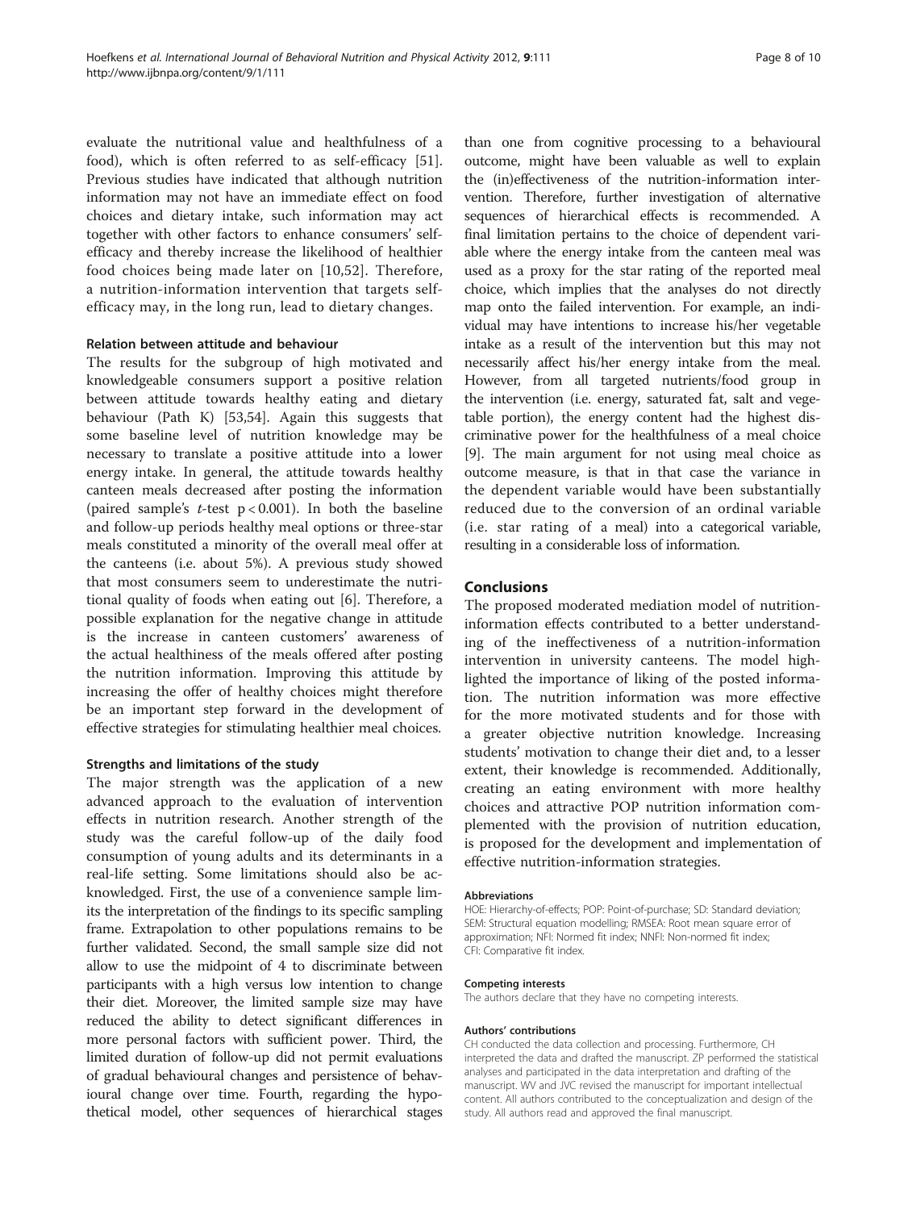evaluate the nutritional value and healthfulness of a food), which is often referred to as self-efficacy [51]. Previous studies have indicated that although nutrition information may not have an immediate effect on food choices and dietary intake, such information may act together with other factors to enhance consumers' self-efficacy and thereby increase the likelihood of healthier food choices being made later on [10,52]. Therefore, a nutrition-information intervention that targets self-efficacy may, in the long run, lead to dietary changes.

### Relation between attitude and behaviour

The results for the subgroup of high motivated and knowledgeable consumers support a positive relation between attitude towards healthy eating and dietary behaviour (Path K) [53,54]. Again this suggests that some baseline level of nutrition knowledge may be necessary to translate a positive attitude into a lower energy intake. In general, the attitude towards healthy canteen meals decreased after posting the information (paired sample's *t*-test $p < 0.001$). In both the baseline and follow-up periods healthy meal options or three-star meals constituted a minority of the overall meal offer at the canteens (i.e. about 5%). A previous study showed that most consumers seem to underestimate the nutritional quality of foods when eating out [6]. Therefore, a possible explanation for the negative change in attitude is the increase in canteen customers' awareness of the actual healthiness of the meals offered after posting the nutrition information. Improving this attitude by increasing the offer of healthy choices might therefore be an important step forward in the development of effective strategies for stimulating healthier meal choices.

### Strengths and limitations of the study

The major strength was the application of a new advanced approach to the evaluation of intervention effects in nutrition research. Another strength of the study was the careful follow-up of the daily food consumption of young adults and its determinants in a real-life setting. Some limitations should also be acknowledged. First, the use of a convenience sample limits the interpretation of the findings to its specific sampling frame. Extrapolation to other populations remains to be further validated. Second, the small sample size did not allow to use the midpoint of 4 to discriminate between participants with a high versus low intention to change their diet. Moreover, the limited sample size may have reduced the ability to detect significant differences in more personal factors with sufficient power. Third, the limited duration of follow-up did not permit evaluations of gradual behavioural changes and persistence of behavioural change over time. Fourth, regarding the hypothetical model, other sequences of hierarchical stages than one from cognitive processing to a behavioural outcome, might have been valuable as well to explain the (in)effectiveness of the nutrition-information intervention. Therefore, further investigation of alternative sequences of hierarchical effects is recommended. A final limitation pertains to the choice of dependent variable where the energy intake from the canteen meal was used as a proxy for the star rating of the reported meal choice, which implies that the analyses do not directly map onto the failed intervention. For example, an individual may have intentions to increase his/her vegetable intake as a result of the intervention but this may not necessarily affect his/her energy intake from the meal. However, from all targeted nutrients/food group in the intervention (i.e. energy, saturated fat, salt and vegetable portion), the energy content had the highest discriminative power for the healthfulness of a meal choice [9]. The main argument for not using meal choice as outcome measure, is that in that case the variance in the dependent variable would have been substantially reduced due to the conversion of an ordinal variable (i.e. star rating of a meal) into a categorical variable, resulting in a considerable loss of information.

## Conclusions

The proposed moderated mediation model of nutrition-information effects contributed to a better understanding of the ineffectiveness of a nutrition-information intervention in university canteens. The model highlighted the importance of liking of the posted information. The nutrition information was more effective for the more motivated students and for those with a greater objective nutrition knowledge. Increasing students' motivation to change their diet and, to a lesser extent, their knowledge is recommended. Additionally, creating an eating environment with more healthy choices and attractive POP nutrition information complemented with the provision of nutrition education, is proposed for the development and implementation of effective nutrition-information strategies.

#### Abbreviations

HOE: Hierarchy-of-effects; POP: Point-of-purchase; SD: Standard deviation; SEM: Structural equation modelling; RMSEA: Root mean square error of approximation; NFI: Normed fit index; NNFI: Non-normed fit index; CFI: Comparative fit index.

#### Competing interests

The authors declare that they have no competing interests.

#### Authors' contributions

CH conducted the data collection and processing. Furthermore, CH interpreted the data and drafted the manuscript. ZP performed the statistical analyses and participated in the data interpretation and drafting of the manuscript. WV and JVC revised the manuscript for important intellectual content. All authors contributed to the conceptualization and design of the study. All authors read and approved the final manuscript.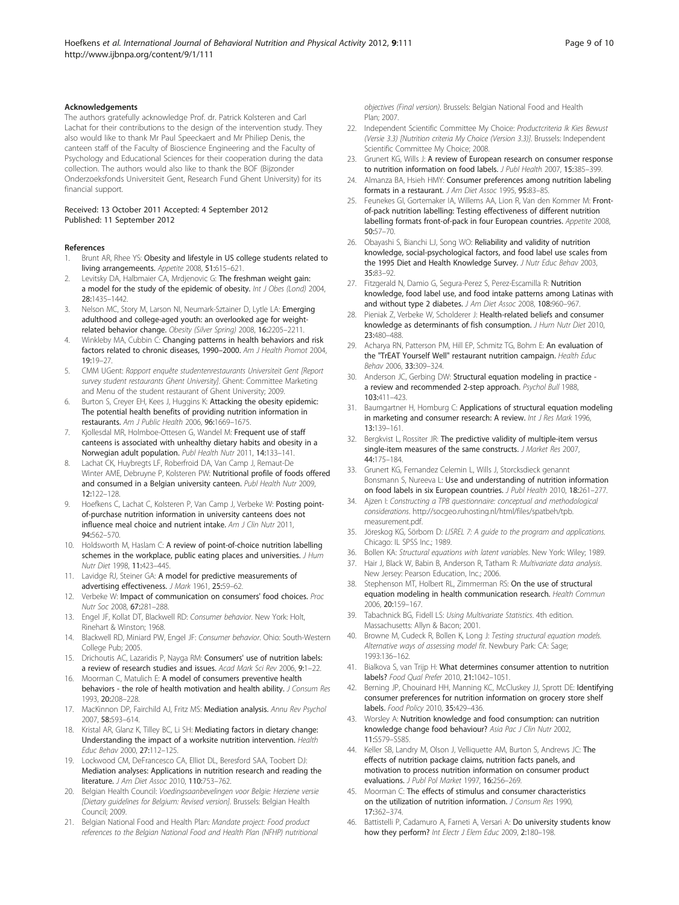### Acknowledgements

The authors gratefully acknowledge Prof. dr. Patrick Kolsteren and Carl Lachat for their contributions to the design of the intervention study. They also would like to thank Mr Paul Speeckaert and Mr Philiep Denis, the canteen staff of the Faculty of Bioscience Engineering and the Faculty of Psychology and Educational Sciences for their cooperation during the data collection. The authors would also like to thank the BOF (Bijzonder Onderzoeksfonds Universiteit Gent, Research Fund Ghent University) for its financial support.

Received: 13 October 2011 Accepted: 4 September 2012
Published: 11 September 2012

### References

1. Brunt AR, Rhee YS: **Obesity and lifestyle in US college students related to living arrangemeents.** *Appetite* 2008, **51:**615–621.
2. Levitsky DA, Halbmaier CA, Mrdjenovic G: **The freshman weight gain: a model for the study of the epidemic of obesity.** *Int J Obes (Lond)* 2004, **28:**1435–1442.
3. Nelson MC, Story M, Larson NI, Neumark-Sztainer D, Lytle LA: **Emerging adulthood and college-aged youth: an overlooked age for weight-related behavior change.** *Obesity (Silver Spring)* 2008, **16:**2205–2211.
4. Winkleby MA, Cubbin C: **Changing patterns in health behaviors and risk factors related to chronic diseases, 1990–2000.** *Am J Health Promot* 2004, **19:**19–27.
5. CMM UGent: *Rapport enquête studentenrestaurants Universiteit Gent [Report survey student restaurants Ghent University]*. Ghent: Committee Marketing and Menu of the student restaurant of Ghent University; 2009.
6. Burton S, Creyer EH, Kees J, Huggins K: **Attacking the obesity epidemic: The potential health benefits of providing nutrition information in restaurants.** *Am J Public Health* 2006, **96:**1669–1675.
7. Kjollesdal MR, Holmboe-Ottesen G, Wandel M: **Frequent use of staff canteens is associated with unhealthy dietary habits and obesity in a Norwegian adult population.** *Publ Health Nutr* 2011, **14:**133–141.
8. Lachat CK, Huybregts LF, Roberfroid DA, Van Camp J, Remaut-De Winter AME, Debruyne P, Kolsteren PW: **Nutritional profile of foods offered and consumed in a Belgian university canteen.** *Publ Health Nutr* 2009, **12:**122–128.
9. Hoefkens C, Lachat C, Kolsteren P, Van Camp J, Verbeke W: **Posting point-of-purchase nutrition information in university canteens does not influence meal choice and nutrient intake.** *Am J Clin Nutr* 2011, **94:**562–570.
10. Holdsworth M, Haslam C: **A review of point-of-choice nutrition labelling schemes in the workplace, public eating places and universities.** *J Hum Nutr Diet* 1998, **11:**423–445.
11. Lavidge RJ, Steiner GA: **A model for predictive measurements of advertising effectiveness.** *J Mark* 1961, **25:**59–62.
12. Verbeke W: **Impact of communication on consumers' food choices.** *Proc Nutr Soc* 2008, **67:**281–288.
13. Engel JF, Kollat DT, Blackwell RD: *Consumer behavior*. New York: Holt, Rinehart & Winston; 1968.
14. Blackwell RD, Miniard PW, Engel JF: *Consumer behavior*. Ohio: South-Western College Pub; 2005.
15. Drichoutis AC, Lazaridis P, Nayga RM: **Consumers' use of nutrition labels: a review of research studies and issues.** *Acad Mark Sci Rev* 2006, **9:**1–22.
16. Moorman C, Matulich E: **A model of consumers preventive health behaviors - the role of health motivation and health ability.** *J Consum Res* 1993, **20:**208–228.
17. MacKinnon DP, Fairchild AJ, Fritz MS: **Mediation analysis.** *Annu Rev Psychol* 2007, **58:**593–614.
18. Kristal AR, Glanz K, Tilley BC, Li SH: **Mediating factors in dietary change: Understanding the impact of a worksite nutrition intervention.** *Health Educ Behav* 2000, **27:**112–125.
19. Lockwood CM, DeFrancesco CA, Elliot DL, Beresford SAA, Toobert DJ: **Mediation analyses: Applications in nutrition research and reading the literature.** *J Am Diet Assoc* 2010, **110:**753–762.
20. Belgian Health Council: *Voedingsaanbevelingen voor Belgie: Herziene versie [Dietary guidelines for Belgium: Revised version]*. Brussels: Belgian Health Council; 2009.
21. Belgian National Food and Health Plan: *Mandate project: Food product references to the Belgian National Food and Health Plan (NFHP) nutritional objectives (Final version)*. Brussels: Belgian National Food and Health Plan; 2007.
22. Independent Scientific Committee My Choice: *Productcriteria Ik Kies Bewust (Versie 3.3) [Nutrition criteria My Choice (Version 3.3)]*. Brussels: Independent Scientific Committee My Choice; 2008.
23. Grunert KG, Wills J: **A review of European research on consumer response to nutrition information on food labels.** *J Publ Health* 2007, **15:**385–399.
24. Almanza BA, Hsieh HMY: **Consumer preferences among nutrition labeling formats in a restaurant.** *J Am Diet Assoc* 1995, **95:**83–85.
25. Feunekes GI, Gortemaker IA, Willems AA, Lion R, Van den Kommer M: **Front-of-pack nutrition labelling: Testing effectiveness of different nutrition labelling formats front-of-pack in four European countries.** *Appetite* 2008, **50:**57–70.
26. Obayashi S, Bianchi LJ, Song WO: **Reliability and validity of nutrition knowledge, social-psychological factors, and food label use scales from the 1995 Diet and Health Knowledge Survey.** *J Nutr Educ Behav* 2003, **35:**83–92.
27. Fitzgerald N, Damio G, Segura-Perez S, Perez-Escamilla R: **Nutrition knowledge, food label use, and food intake patterns among Latinas with and without type 2 diabetes.** *J Am Diet Assoc* 2008, **108:**960–967.
28. Pieniak Z, Verbeke W, Scholderer J: **Health-related beliefs and consumer knowledge as determinants of fish consumption.** *J Hum Nutr Diet* 2010, **23:**480–488.
29. Acharya RN, Patterson PM, Hill EP, Schmitz TG, Bohm E: **An evaluation of the "TrEAT Yourself Well" restaurant nutrition campaign.** *Health Educ Behav* 2006, **33:**309–324.
30. Anderson JC, Gerbing DW: **Structural equation modeling in practice - a review and recommended 2-step approach.** *Psychol Bull* 1988, **103:**411–423.
31. Baumgartner H, Homburg C: **Applications of structural equation modeling in marketing and consumer research: A review.** *Int J Res Mark* 1996, **13:**139–161.
32. Bergkvist L, Rossiter JR: **The predictive validity of multiple-item versus single-item measures of the same constructs.** *J Market Res* 2007, **44:**175–184.
33. Grunert KG, Fernandez Celemin L, Wills J, Storcksdieck genannt Bonsmann S, Nureeva L: **Use and understanding of nutrition information on food labels in six European countries.** *J Publ Health* 2010, **18:**261–277.
34. Ajzen I: *Constructing a TPB questionnaire: conceptual and methodological considerations*. http://socgeo.ruhosting.nl/html/files/spatbeh/tpb.measurement.pdf.
35. Jöreskog KG, Sörbom D: *LISREL 7: A guide to the program and applications*. Chicago: IL SPSS Inc.; 1989.
36. Bollen KA: *Structural equations with latent variables*. New York: Wiley; 1989.
37. Hair J, Black W, Babin B, Anderson R, Tatham R: *Multivariate data analysis*. New Jersey: Pearson Education, Inc.; 2006.
38. Stephenson MT, Holbert RL, Zimmerman RS: **On the use of structural equation modeling in health communication research.** *Health Commun* 2006, **20:**159–167.
39. Tabachnick BG, Fidell LS: *Using Multivariate Statistics*. 4th edition. Massachusetts: Allyn & Bacon; 2001.
40. Browne M, Cudeck R, Bollen K, Long J: *Testing structural equation models. Alternative ways of assessing model fit*. Newbury Park: CA: Sage; 1993:136–162.
41. Bialkova S, van Trijp H: **What determines consumer attention to nutrition labels?** *Food Qual Prefer* 2010, **21:**1042–1051.
42. Berning JP, Chouinard HH, Manning KC, McCluskey JJ, Sprott DE: **Identifying consumer preferences for nutrition information on grocery store shelf labels.** *Food Policy* 2010, **35:**429–436.
43. Worsley A: **Nutrition knowledge and food consumption: can nutrition knowledge change food behaviour?** *Asia Pac J Clin Nutr* 2002, **11:**S579–S585.
44. Keller SB, Landry M, Olson J, Velliquette AM, Burton S, Andrews JC: **The effects of nutrition package claims, nutrition facts panels, and motivation to process nutrition information on consumer product evaluations.** *J Publ Pol Market* 1997, **16:**256–269.
45. Moorman C: **The effects of stimulus and consumer characteristics on the utilization of nutrition information.** *J Consum Res* 1990, **17:**362–374.
46. Battistelli P, Cadamuro A, Farneti A, Versari A: **Do university students know how they perform?** *Int Electr J Elem Educ* 2009, **2:**180–198.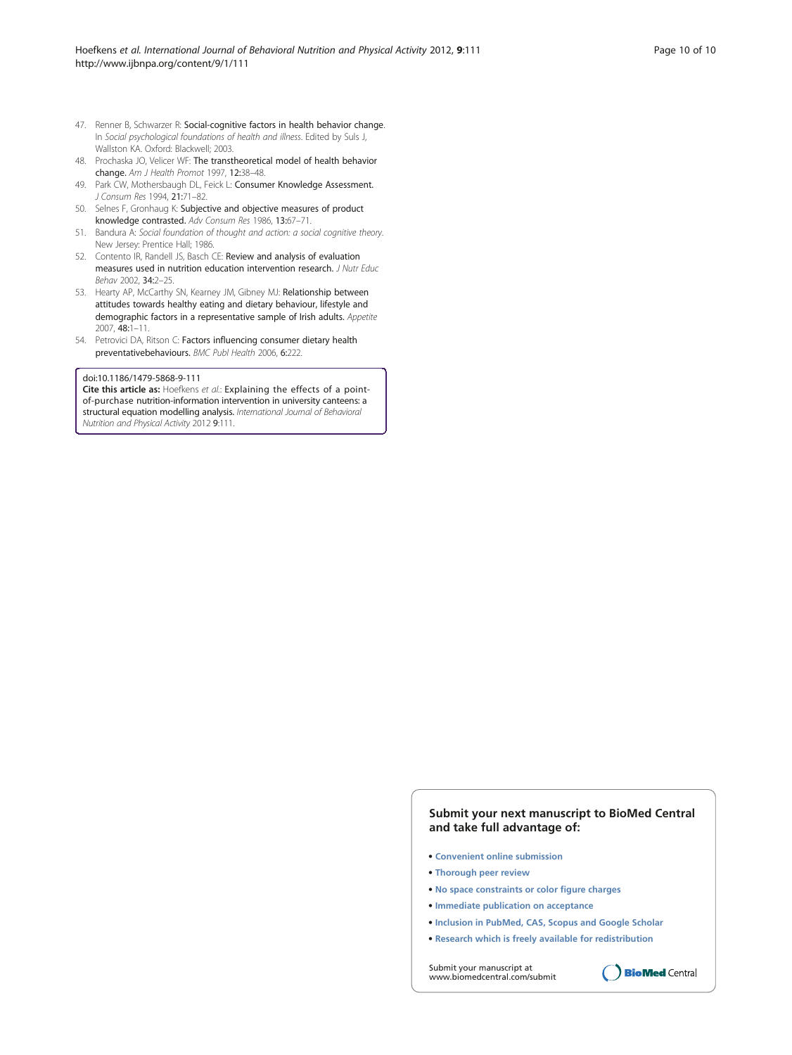47. Renner B, Schwarzer R: **Social-cognitive factors in health behavior change**. In *Social psychological foundations of health and illness*. Edited by Suls J, Wallston KA. Oxford: Blackwell; 2003.
48. Prochaska JO, Velicer WF: **The transtheoretical model of health behavior change.** *Am J Health Promot* 1997, **12**:38–48.
49. Park CW, Mothersbaugh DL, Feick L: **Consumer Knowledge Assessment.** *J Consum Res* 1994, **21**:71–82.
50. Selnes F, Gronhaug K: **Subjective and objective measures of product knowledge contrasted.** *Adv Consum Res* 1986, **13**:67–71.
51. Bandura A: *Social foundation of thought and action: a social cognitive theory*. New Jersey: Prentice Hall; 1986.
52. Contento IR, Randell JS, Basch CE: **Review and analysis of evaluation measures used in nutrition education intervention research.** *J Nutr Educ Behav* 2002, **34**:2–25.
53. Hearty AP, McCarthy SN, Kearney JM, Gibney MJ: **Relationship between attitudes towards healthy eating and dietary behaviour, lifestyle and demographic factors in a representative sample of Irish adults.** *Appetite* 2007, **48**:1–11.
54. Petrovici DA, Ritson C: **Factors influencing consumer dietary health preventativebehaviours.** *BMC Publ Health* 2006, **6**:222.

doi:10.1186/1479-5868-9-111
**Cite this article as:** Hoefkens *et al.*: Explaining the effects of a point-of-purchase nutrition-information intervention in university canteens: a structural equation modelling analysis. *International Journal of Behavioral Nutrition and Physical Activity* 2012 **9**:111.

**Submit your next manuscript to BioMed Central and take full advantage of:**

- **Convenient online submission**
- **Thorough peer review**
- **No space constraints or color figure charges**
- **Immediate publication on acceptance**
- **Inclusion in PubMed, CAS, Scopus and Google Scholar**
- **Research which is freely available for redistribution**

Submit your manuscript at
www.biomedcentral.com/submit

BioMed Central